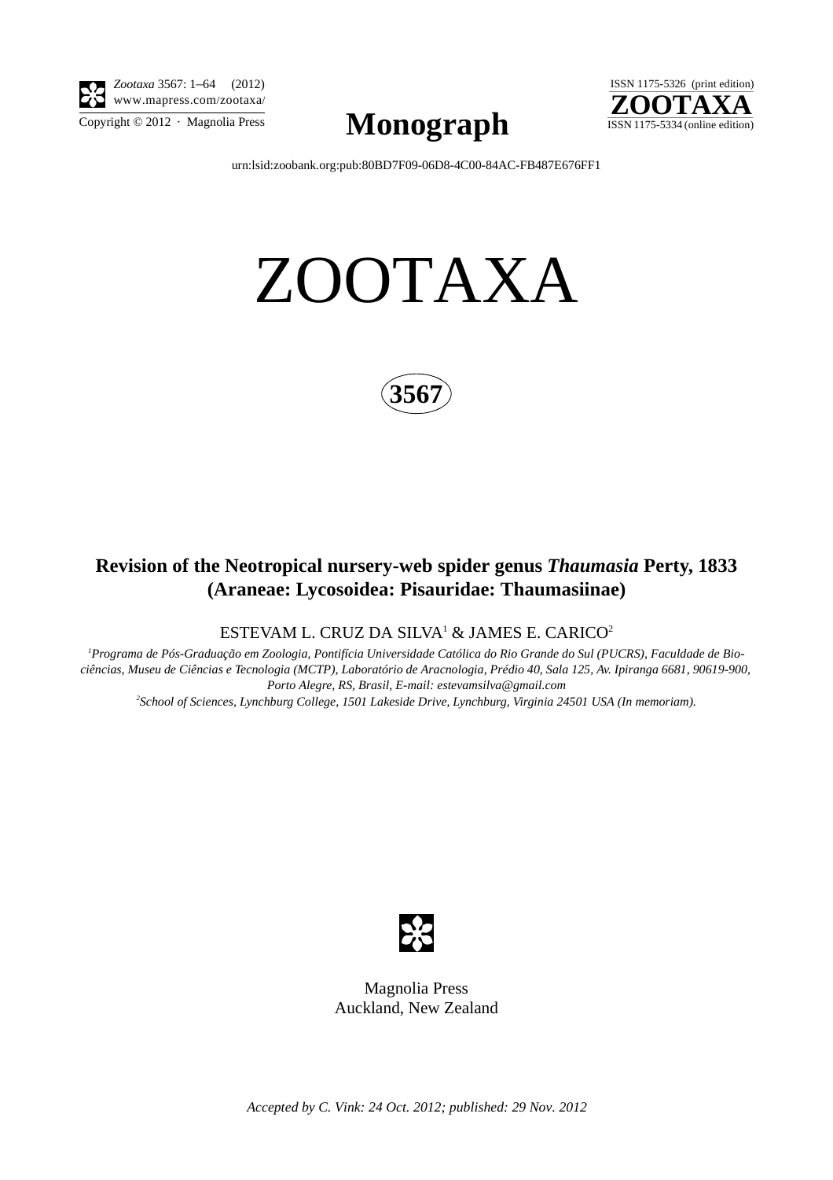*Zootaxa* 3567: 1–64 (2012)
www.mapress.com/zootaxa/

Copyright © 2012 · Magnolia Press

# Monograph

ISSN 1175-5326 (print edition)
**ZOOTAXA**
ISSN 1175-5334 (online edition)

urn:lsid:zoobank.org:pub:80BD7F09-06D8-4C00-84AC-FB487E676FF1

# ZOOTAXA

**3567**

## Revision of the Neotropical nursery-web spider genus *Thaumasia* Perty, 1833 (Araneae: Lycosoidea: Pisauridae: Thaumasiinae)

ESTEVAM L. CRUZ DA SILVA[1] & JAMES E. CARICO[2]

[1]*Programa de Pós-Graduação em Zoologia, Pontifícia Universidade Católica do Rio Grande do Sul (PUCRS), Faculdade de Biociências, Museu de Ciências e Tecnologia (MCTP), Laboratório de Aracnologia, Prédio 40, Sala 125, Av. Ipiranga 6681, 90619-900, Porto Alegre, RS, Brasil, E-mail: estevamsilva@gmail.com*

[2]*School of Sciences, Lynchburg College, 1501 Lakeside Drive, Lynchburg, Virginia 24501 USA (In memoriam).*

Magnolia Press
Auckland, New Zealand

*Accepted by C. Vink: 24 Oct. 2012; published: 29 Nov. 2012*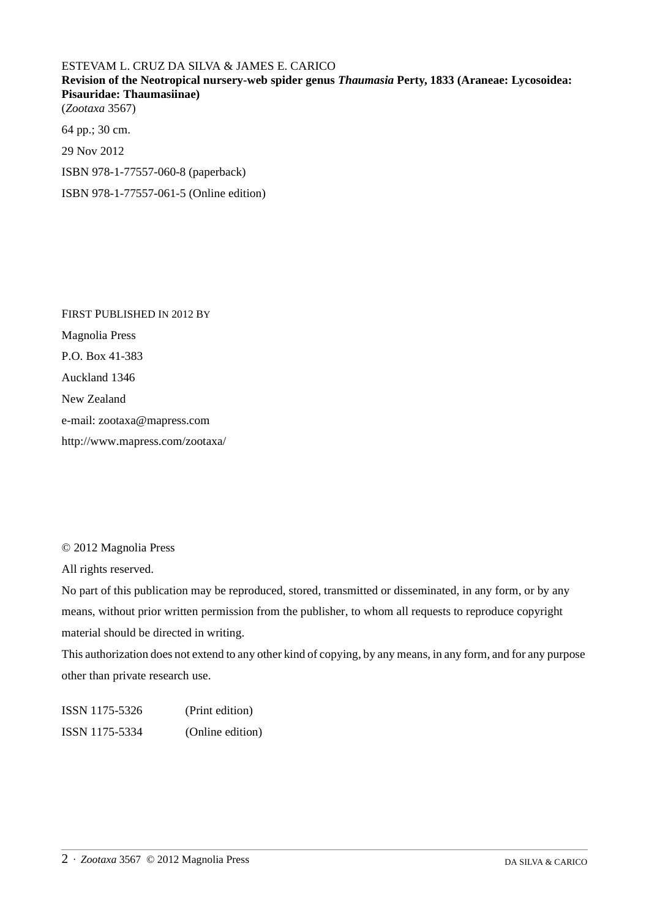ESTEVAM L. CRUZ DA SILVA & JAMES E. CARICO

**Revision of the Neotropical nursery-web spider genus *Thaumasia* Perty, 1833 (Araneae: Lycosoidea: Pisauridae: Thaumasiinae)**

(*Zootaxa* 3567)

64 pp.; 30 cm.

29 Nov 2012

ISBN 978-1-77557-060-8 (paperback)

ISBN 978-1-77557-061-5 (Online edition)

FIRST PUBLISHED IN 2012 BY

Magnolia Press

P.O. Box 41-383

Auckland 1346

New Zealand

e-mail: zootaxa@mapress.com

http://www.mapress.com/zootaxa/

© 2012 Magnolia Press

All rights reserved.

No part of this publication may be reproduced, stored, transmitted or disseminated, in any form, or by any means, without prior written permission from the publisher, to whom all requests to reproduce copyright material should be directed in writing.

This authorization does not extend to any other kind of copying, by any means, in any form, and for any purpose other than private research use.

ISSN 1175-5326 (Print edition)

ISSN 1175-5334 (Online edition)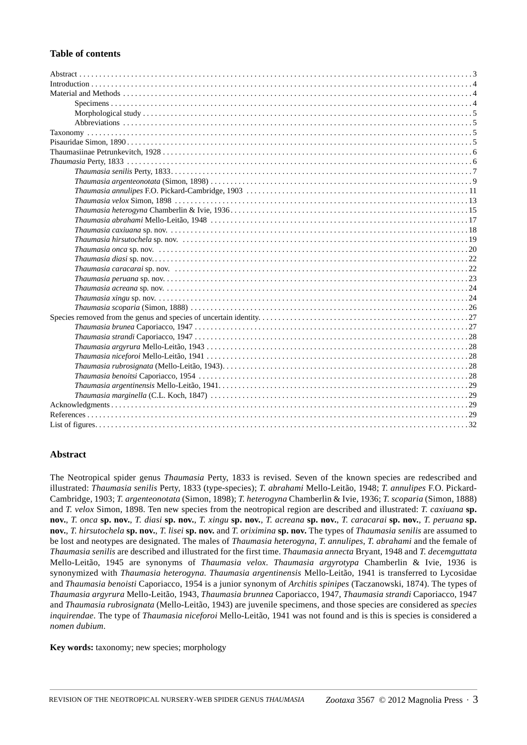## Table of contents

| | |
|---|---|
| Abstract | 3 |
| Introduction | 4 |
| Material and Methods | 4 |
| Specimens | 4 |
| Morphological study | 5 |
| Abbreviations | 5 |
| Taxonomy | 5 |
| Pisauridae Simon, 1890 | 5 |
| Thaumasiinae Petrunkevitch, 1928 | 6 |
| *Thaumasia* Perty, 1833 | 6 |
| *Thaumasia senilis* Perty, 1833 | 7 |
| *Thaumasia argenteonotata* (Simon, 1898) | 9 |
| *Thaumasia annulipes* F.O. Pickard-Cambridge, 1903 | 11 |
| *Thaumasia velox* Simon, 1898 | 13 |
| *Thaumasia heterogyna* Chamberlin & Ivie, 1936 | 15 |
| *Thaumasia abrahami* Mello-Leitão, 1948 | 17 |
| *Thaumasia caxiuana* sp. nov. | 18 |
| *Thaumasia hirsutochela* sp. nov. | 19 |
| *Thaumasia onca* sp. nov. | 20 |
| *Thaumasia diasi* sp. nov. | 22 |
| *Thaumasia caracarai* sp. nov. | 22 |
| *Thaumasia peruana* sp. nov. | 23 |
| *Thaumasia acreana* sp. nov. | 24 |
| *Thaumasia xingu* sp. nov. | 24 |
| *Thaumasia scoparia* (Simon, 1888) | 26 |
| Species removed from the genus and species of uncertain identity | 27 |
| *Thaumasia brunea* Caporiacco, 1947 | 27 |
| *Thaumasia strandi* Caporiacco, 1947 | 28 |
| *Thaumasia argyrura* Mello-Leitão, 1943 | 28 |
| *Thaumasia niceforoi* Mello-Leitão, 1941 | 28 |
| *Thaumasia rubrosignata* (Mello-Leitão, 1943) | 28 |
| *Thaumasia benoitsi* Caporiacco, 1954 | 28 |
| *Thaumasia argentinensis* Mello-Leitão, 1941 | 29 |
| *Thaumasia marginella* (C.L. Koch, 1847) | 29 |
| Acknowledgments | 29 |
| References | 29 |
| List of figures | 32 |

## Abstract

The Neotropical spider genus *Thaumasia* Perty, 1833 is revised. Seven of the known species are redescribed and illustrated: *Thaumasia senilis* Perty, 1833 (type-species); *T. abrahami* Mello-Leitão, 1948; *T. annulipes* F.O. Pickard-Cambridge, 1903; *T. argenteonotata* (Simon, 1898); *T. heterogyna* Chamberlin & Ivie, 1936; *T. scoparia* (Simon, 1888) and *T. velox* Simon, 1898. Ten new species from the neotropical region are described and illustrated: *T. caxiuana* **sp. nov.**, *T. onca* **sp. nov.**, *T. diasi* **sp. nov.**, *T. xingu* **sp. nov.**, *T. acreana* **sp. nov.**, *T. caracarai* **sp. nov.**, *T. peruana* **sp. nov.**, *T. hirsutochela* **sp. nov.**, *T. lisei* **sp. nov.** and *T. oriximina* **sp. nov.** The types of *Thaumasia senilis* are assumed to be lost and neotypes are designated. The males of *Thaumasia heterogyna*, *T. annulipes*, *T. abrahami* and the female of *Thaumasia senilis* are described and illustrated for the first time. *Thaumasia annecta* Bryant, 1948 and *T. decemguttata* Mello-Leitão, 1945 are synonyms of *Thaumasia velox*. *Thaumasia argyrotypa* Chamberlin & Ivie, 1936 is synonymized with *Thaumasia heterogyna*. *Thaumasia argentinensis* Mello-Leitão, 1941 is transferred to Lycosidae and *Thaumasia benoisti* Caporiacco, 1954 is a junior synonym of *Architis spinipes* (Taczanowski, 1874). The types of *Thaumasia argyrura* Mello-Leitão, 1943, *Thaumasia brunnea* Caporiacco, 1947, *Thaumasia strandi* Caporiacco, 1947 and *Thaumasia rubrosignata* (Mello-Leitão, 1943) are juvenile specimens, and those species are considered as *species inquirendae*. The type of *Thaumasia niceforoi* Mello-Leitão, 1941 was not found and is this is species is considered a *nomen dubium*.

**Key words:** taxonomy; new species; morphology